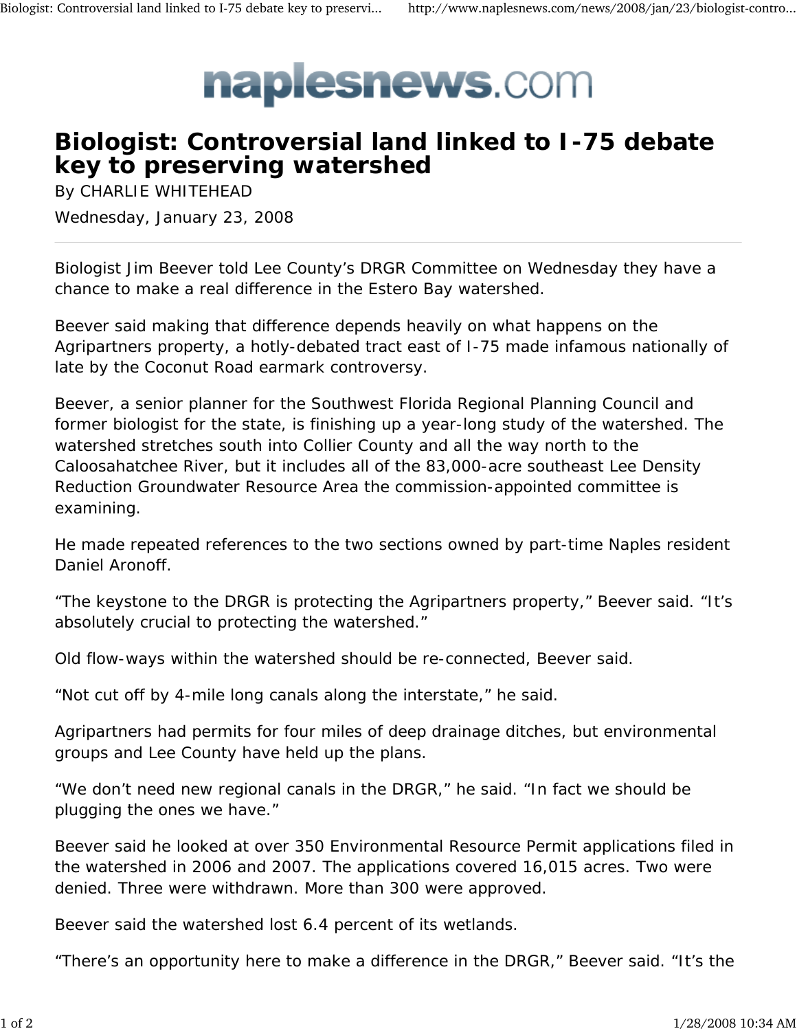naplesnews.com

# Biologist: Controversial land linked to I-75 debate key to preserving watershed

By CHARLIE WHITEHEAD

Wednesday, January 23, 2008

---

Biologist Jim Beever told Lee County's DRGR Committee on Wednesday they have a chance to make a real difference in the Estero Bay watershed.

Beever said making that difference depends heavily on what happens on the Agripartners property, a hotly-debated tract east of I-75 made infamous nationally of late by the Coconut Road earmark controversy.

Beever, a senior planner for the Southwest Florida Regional Planning Council and former biologist for the state, is finishing up a year-long study of the watershed. The watershed stretches south into Collier County and all the way north to the Caloosahatchee River, but it includes all of the 83,000-acre southeast Lee Density Reduction Groundwater Resource Area the commission-appointed committee is examining.

He made repeated references to the two sections owned by part-time Naples resident Daniel Aronoff.

"The keystone to the DRGR is protecting the Agripartners property," Beever said. "It's absolutely crucial to protecting the watershed."

Old flow-ways within the watershed should be re-connected, Beever said.

"Not cut off by 4-mile long canals along the interstate," he said.

Agripartners had permits for four miles of deep drainage ditches, but environmental groups and Lee County have held up the plans.

"We don't need new regional canals in the DRGR," he said. "In fact we should be plugging the ones we have."

Beever said he looked at over 350 Environmental Resource Permit applications filed in the watershed in 2006 and 2007. The applications covered 16,015 acres. Two were denied. Three were withdrawn. More than 300 were approved.

Beever said the watershed lost 6.4 percent of its wetlands.

"There's an opportunity here to make a difference in the DRGR," Beever said. "It's the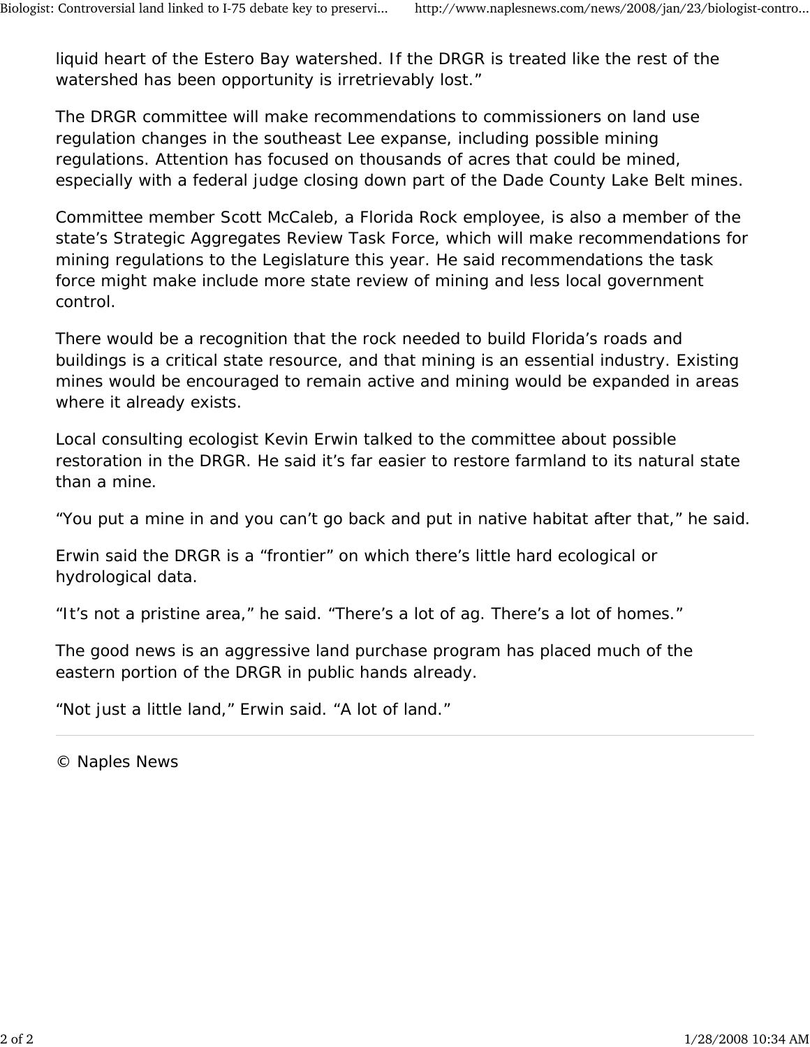liquid heart of the Estero Bay watershed. If the DRGR is treated like the rest of the watershed has been opportunity is irretrievably lost."

The DRGR committee will make recommendations to commissioners on land use regulation changes in the southeast Lee expanse, including possible mining regulations. Attention has focused on thousands of acres that could be mined, especially with a federal judge closing down part of the Dade County Lake Belt mines.

Committee member Scott McCaleb, a Florida Rock employee, is also a member of the state's Strategic Aggregates Review Task Force, which will make recommendations for mining regulations to the Legislature this year. He said recommendations the task force might make include more state review of mining and less local government control.

There would be a recognition that the rock needed to build Florida's roads and buildings is a critical state resource, and that mining is an essential industry. Existing mines would be encouraged to remain active and mining would be expanded in areas where it already exists.

Local consulting ecologist Kevin Erwin talked to the committee about possible restoration in the DRGR. He said it's far easier to restore farmland to its natural state than a mine.

"You put a mine in and you can't go back and put in native habitat after that," he said.

Erwin said the DRGR is a "frontier" on which there's little hard ecological or hydrological data.

"It's not a pristine area," he said. "There's a lot of ag. There's a lot of homes."

The good news is an aggressive land purchase program has placed much of the eastern portion of the DRGR in public hands already.

"Not just a little land," Erwin said. "A lot of land."

---

© Naples News